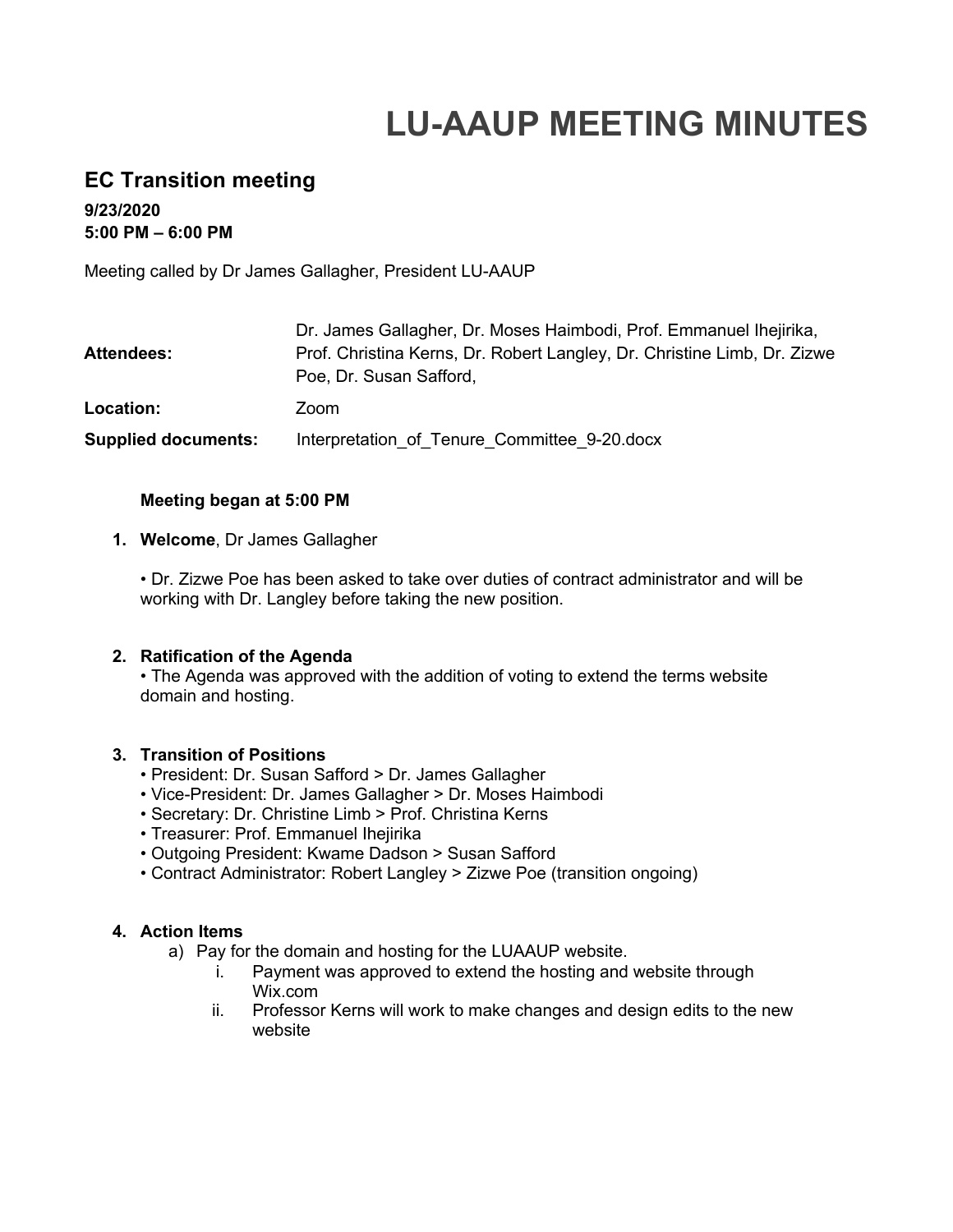# LU-AAUP MEETING MINUTES

## EC Transition meeting

**9/23/2020**
**5:00 PM – 6:00 PM**

Meeting called by Dr James Gallagher, President LU-AAUP

| | |
|---|---|
| **Attendees:** | Dr. James Gallagher, Dr. Moses Haimbodi, Prof. Emmanuel Ihejirika, Prof. Christina Kerns, Dr. Robert Langley, Dr. Christine Limb, Dr. Zizwe Poe, Dr. Susan Safford, |
| **Location:** | Zoom |
| **Supplied documents:** | Interpretation_of_Tenure_Committee_9-20.docx |

**Meeting began at 5:00 PM**

1. **Welcome**, Dr James Gallagher

   • Dr. Zizwe Poe has been asked to take over duties of contract administrator and will be working with Dr. Langley before taking the new position.

2. **Ratification of the Agenda**
   • The Agenda was approved with the addition of voting to extend the terms website domain and hosting.

3. **Transition of Positions**
   • President: Dr. Susan Safford > Dr. James Gallagher
   • Vice-President: Dr. James Gallagher > Dr. Moses Haimbodi
   • Secretary: Dr. Christine Limb > Prof. Christina Kerns
   • Treasurer: Prof. Emmanuel Ihejirika
   • Outgoing President: Kwame Dadson > Susan Safford
   • Contract Administrator: Robert Langley > Zizwe Poe (transition ongoing)

4. **Action Items**
   a) Pay for the domain and hosting for the LUAAUP website.
      i. Payment was approved to extend the hosting and website through Wix.com
      ii. Professor Kerns will work to make changes and design edits to the new website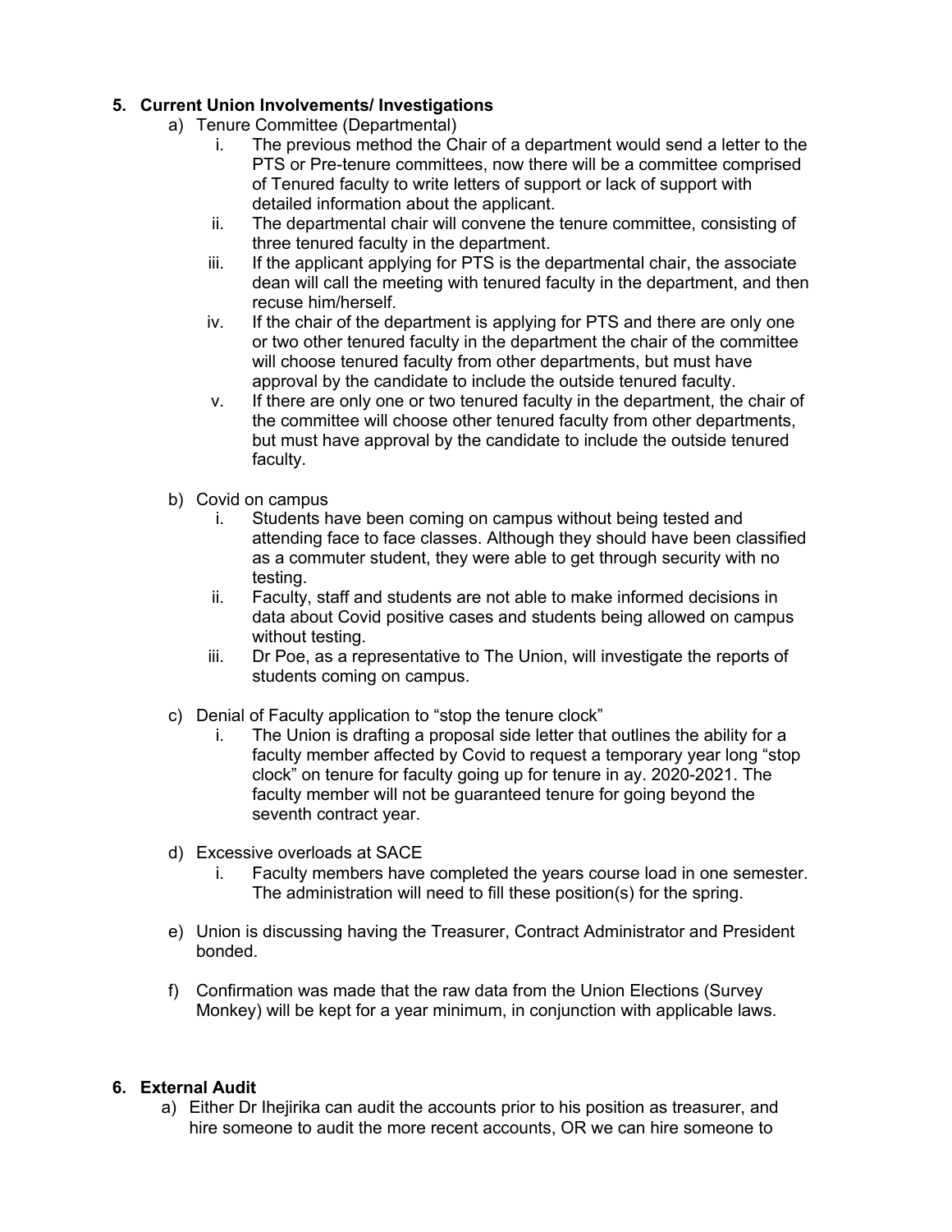## 5. Current Union Involvements/ Investigations

a) Tenure Committee (Departmental)

   i. The previous method the Chair of a department would send a letter to the PTS or Pre-tenure committees, now there will be a committee comprised of Tenured faculty to write letters of support or lack of support with detailed information about the applicant.

   ii. The departmental chair will convene the tenure committee, consisting of three tenured faculty in the department.

   iii. If the applicant applying for PTS is the departmental chair, the associate dean will call the meeting with tenured faculty in the department, and then recuse him/herself.

   iv. If the chair of the department is applying for PTS and there are only one or two other tenured faculty in the department the chair of the committee will choose tenured faculty from other departments, but must have approval by the candidate to include the outside tenured faculty.

   v. If there are only one or two tenured faculty in the department, the chair of the committee will choose other tenured faculty from other departments, but must have approval by the candidate to include the outside tenured faculty.

b) Covid on campus

   i. Students have been coming on campus without being tested and attending face to face classes. Although they should have been classified as a commuter student, they were able to get through security with no testing.

   ii. Faculty, staff and students are not able to make informed decisions in data about Covid positive cases and students being allowed on campus without testing.

   iii. Dr Poe, as a representative to The Union, will investigate the reports of students coming on campus.

c) Denial of Faculty application to "stop the tenure clock"

   i. The Union is drafting a proposal side letter that outlines the ability for a faculty member affected by Covid to request a temporary year long "stop clock" on tenure for faculty going up for tenure in ay. 2020-2021. The faculty member will not be guaranteed tenure for going beyond the seventh contract year.

d) Excessive overloads at SACE

   i. Faculty members have completed the years course load in one semester. The administration will need to fill these position(s) for the spring.

e) Union is discussing having the Treasurer, Contract Administrator and President bonded.

f) Confirmation was made that the raw data from the Union Elections (Survey Monkey) will be kept for a year minimum, in conjunction with applicable laws.

## 6. External Audit

a) Either Dr Ihejirika can audit the accounts prior to his position as treasurer, and hire someone to audit the more recent accounts, OR we can hire someone to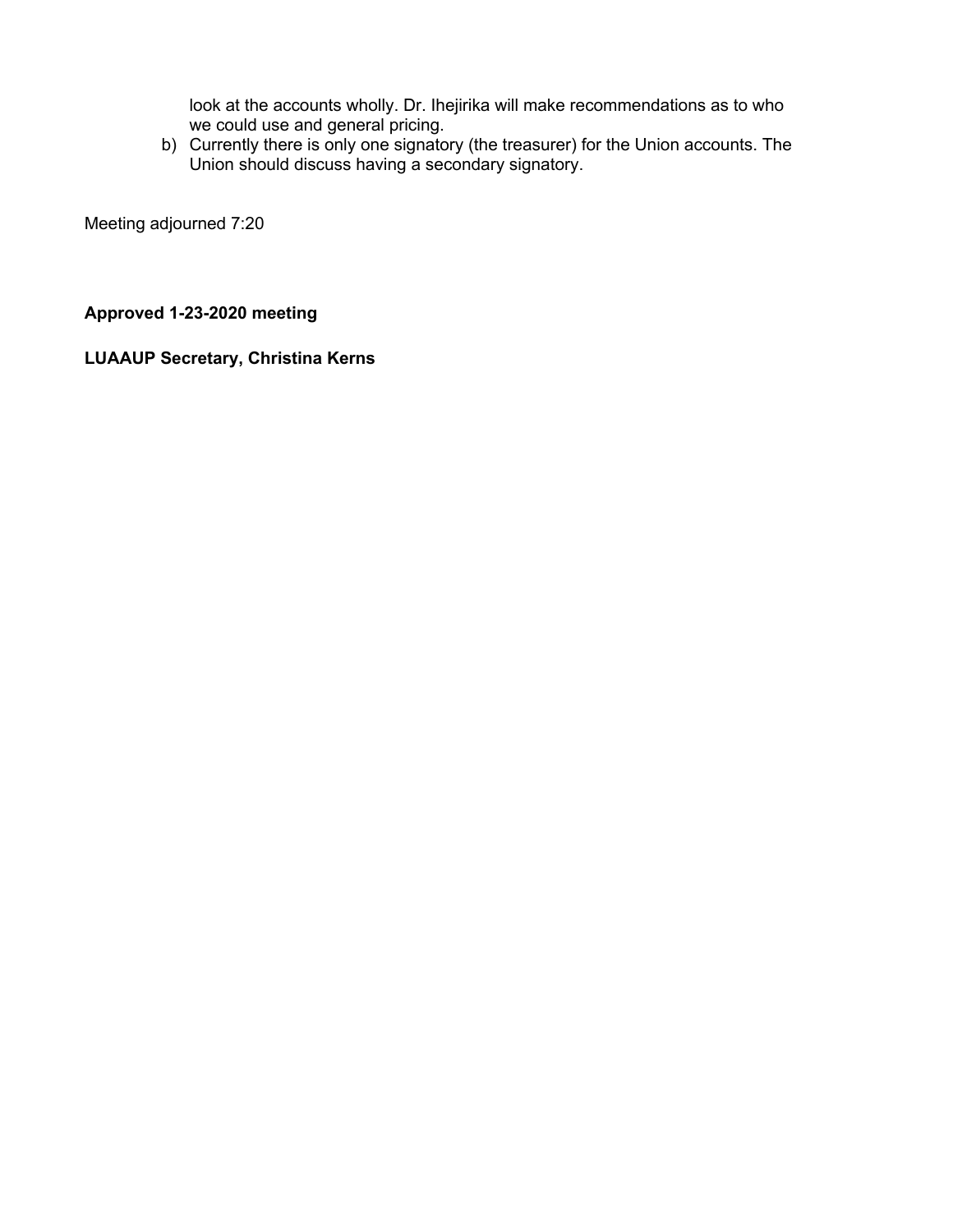look at the accounts wholly. Dr. Ihejirika will make recommendations as to who we could use and general pricing.

b) Currently there is only one signatory (the treasurer) for the Union accounts. The Union should discuss having a secondary signatory.

Meeting adjourned 7:20

**Approved 1-23-2020 meeting**

**LUAAUP Secretary, Christina Kerns**